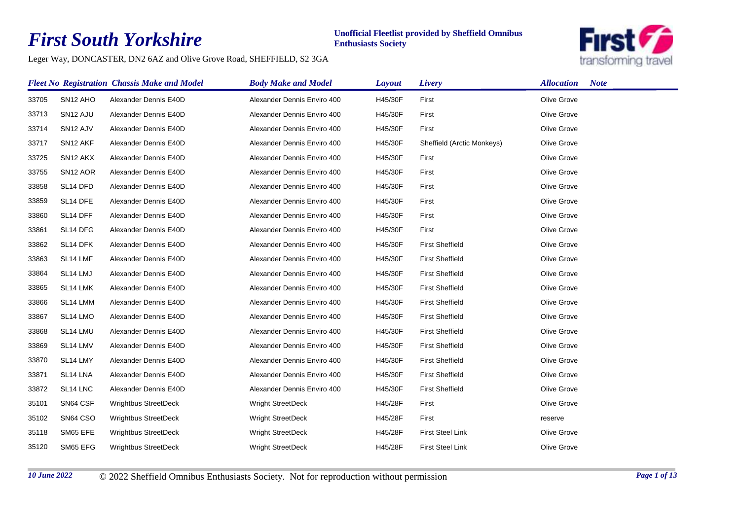# *First South Yorkshire*

**Unofficial Fleetlist provided by Sheffield Omnibus Enthusiasts Society**

Leger Way, DONCASTER, DN2 6AZ and Olive Grove Road, SHEFFIELD, S2 3GA

| *Fleet No* | *Registration* | *Chassis Make and Model* | *Body Make and Model* | *Layout* | *Livery* | *Allocation* | *Note* |
|---|---|---|---|---|---|---|---|
| 33705 | SN12 AHO | Alexander Dennis E40D | Alexander Dennis Enviro 400 | H45/30F | First | Olive Grove | |
| 33713 | SN12 AJU | Alexander Dennis E40D | Alexander Dennis Enviro 400 | H45/30F | First | Olive Grove | |
| 33714 | SN12 AJV | Alexander Dennis E40D | Alexander Dennis Enviro 400 | H45/30F | First | Olive Grove | |
| 33717 | SN12 AKF | Alexander Dennis E40D | Alexander Dennis Enviro 400 | H45/30F | Sheffield (Arctic Monkeys) | Olive Grove | |
| 33725 | SN12 AKX | Alexander Dennis E40D | Alexander Dennis Enviro 400 | H45/30F | First | Olive Grove | |
| 33755 | SN12 AOR | Alexander Dennis E40D | Alexander Dennis Enviro 400 | H45/30F | First | Olive Grove | |
| 33858 | SL14 DFD | Alexander Dennis E40D | Alexander Dennis Enviro 400 | H45/30F | First | Olive Grove | |
| 33859 | SL14 DFE | Alexander Dennis E40D | Alexander Dennis Enviro 400 | H45/30F | First | Olive Grove | |
| 33860 | SL14 DFF | Alexander Dennis E40D | Alexander Dennis Enviro 400 | H45/30F | First | Olive Grove | |
| 33861 | SL14 DFG | Alexander Dennis E40D | Alexander Dennis Enviro 400 | H45/30F | First | Olive Grove | |
| 33862 | SL14 DFK | Alexander Dennis E40D | Alexander Dennis Enviro 400 | H45/30F | First Sheffield | Olive Grove | |
| 33863 | SL14 LMF | Alexander Dennis E40D | Alexander Dennis Enviro 400 | H45/30F | First Sheffield | Olive Grove | |
| 33864 | SL14 LMJ | Alexander Dennis E40D | Alexander Dennis Enviro 400 | H45/30F | First Sheffield | Olive Grove | |
| 33865 | SL14 LMK | Alexander Dennis E40D | Alexander Dennis Enviro 400 | H45/30F | First Sheffield | Olive Grove | |
| 33866 | SL14 LMM | Alexander Dennis E40D | Alexander Dennis Enviro 400 | H45/30F | First Sheffield | Olive Grove | |
| 33867 | SL14 LMO | Alexander Dennis E40D | Alexander Dennis Enviro 400 | H45/30F | First Sheffield | Olive Grove | |
| 33868 | SL14 LMU | Alexander Dennis E40D | Alexander Dennis Enviro 400 | H45/30F | First Sheffield | Olive Grove | |
| 33869 | SL14 LMV | Alexander Dennis E40D | Alexander Dennis Enviro 400 | H45/30F | First Sheffield | Olive Grove | |
| 33870 | SL14 LMY | Alexander Dennis E40D | Alexander Dennis Enviro 400 | H45/30F | First Sheffield | Olive Grove | |
| 33871 | SL14 LNA | Alexander Dennis E40D | Alexander Dennis Enviro 400 | H45/30F | First Sheffield | Olive Grove | |
| 33872 | SL14 LNC | Alexander Dennis E40D | Alexander Dennis Enviro 400 | H45/30F | First Sheffield | Olive Grove | |
| 35101 | SN64 CSF | Wrightbus StreetDeck | Wright StreetDeck | H45/28F | First | Olive Grove | |
| 35102 | SN64 CSO | Wrightbus StreetDeck | Wright StreetDeck | H45/28F | First | reserve | |
| 35118 | SM65 EFE | Wrightbus StreetDeck | Wright StreetDeck | H45/28F | First Steel Link | Olive Grove | |
| 35120 | SM65 EFG | Wrightbus StreetDeck | Wright StreetDeck | H45/28F | First Steel Link | Olive Grove | |

*10 June 2022* © 2022 Sheffield Omnibus Enthusiasts Society. Not for reproduction without permission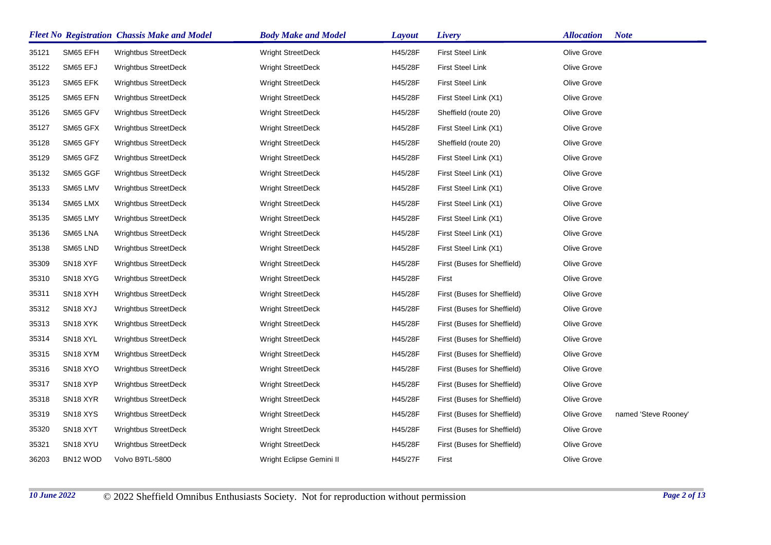| Fleet No | Registration | Chassis Make and Model | Body Make and Model | Layout | Livery | Allocation | Note |
|---|---|---|---|---|---|---|---|
| 35121 | SM65 EFH | Wrightbus StreetDeck | Wright StreetDeck | H45/28F | First Steel Link | Olive Grove | |
| 35122 | SM65 EFJ | Wrightbus StreetDeck | Wright StreetDeck | H45/28F | First Steel Link | Olive Grove | |
| 35123 | SM65 EFK | Wrightbus StreetDeck | Wright StreetDeck | H45/28F | First Steel Link | Olive Grove | |
| 35125 | SM65 EFN | Wrightbus StreetDeck | Wright StreetDeck | H45/28F | First Steel Link (X1) | Olive Grove | |
| 35126 | SM65 GFV | Wrightbus StreetDeck | Wright StreetDeck | H45/28F | Sheffield (route 20) | Olive Grove | |
| 35127 | SM65 GFX | Wrightbus StreetDeck | Wright StreetDeck | H45/28F | First Steel Link (X1) | Olive Grove | |
| 35128 | SM65 GFY | Wrightbus StreetDeck | Wright StreetDeck | H45/28F | Sheffield (route 20) | Olive Grove | |
| 35129 | SM65 GFZ | Wrightbus StreetDeck | Wright StreetDeck | H45/28F | First Steel Link (X1) | Olive Grove | |
| 35132 | SM65 GGF | Wrightbus StreetDeck | Wright StreetDeck | H45/28F | First Steel Link (X1) | Olive Grove | |
| 35133 | SM65 LMV | Wrightbus StreetDeck | Wright StreetDeck | H45/28F | First Steel Link (X1) | Olive Grove | |
| 35134 | SM65 LMX | Wrightbus StreetDeck | Wright StreetDeck | H45/28F | First Steel Link (X1) | Olive Grove | |
| 35135 | SM65 LMY | Wrightbus StreetDeck | Wright StreetDeck | H45/28F | First Steel Link (X1) | Olive Grove | |
| 35136 | SM65 LNA | Wrightbus StreetDeck | Wright StreetDeck | H45/28F | First Steel Link (X1) | Olive Grove | |
| 35138 | SM65 LND | Wrightbus StreetDeck | Wright StreetDeck | H45/28F | First Steel Link (X1) | Olive Grove | |
| 35309 | SN18 XYF | Wrightbus StreetDeck | Wright StreetDeck | H45/28F | First (Buses for Sheffield) | Olive Grove | |
| 35310 | SN18 XYG | Wrightbus StreetDeck | Wright StreetDeck | H45/28F | First | Olive Grove | |
| 35311 | SN18 XYH | Wrightbus StreetDeck | Wright StreetDeck | H45/28F | First (Buses for Sheffield) | Olive Grove | |
| 35312 | SN18 XYJ | Wrightbus StreetDeck | Wright StreetDeck | H45/28F | First (Buses for Sheffield) | Olive Grove | |
| 35313 | SN18 XYK | Wrightbus StreetDeck | Wright StreetDeck | H45/28F | First (Buses for Sheffield) | Olive Grove | |
| 35314 | SN18 XYL | Wrightbus StreetDeck | Wright StreetDeck | H45/28F | First (Buses for Sheffield) | Olive Grove | |
| 35315 | SN18 XYM | Wrightbus StreetDeck | Wright StreetDeck | H45/28F | First (Buses for Sheffield) | Olive Grove | |
| 35316 | SN18 XYO | Wrightbus StreetDeck | Wright StreetDeck | H45/28F | First (Buses for Sheffield) | Olive Grove | |
| 35317 | SN18 XYP | Wrightbus StreetDeck | Wright StreetDeck | H45/28F | First (Buses for Sheffield) | Olive Grove | |
| 35318 | SN18 XYR | Wrightbus StreetDeck | Wright StreetDeck | H45/28F | First (Buses for Sheffield) | Olive Grove | |
| 35319 | SN18 XYS | Wrightbus StreetDeck | Wright StreetDeck | H45/28F | First (Buses for Sheffield) | Olive Grove | named 'Steve Rooney' |
| 35320 | SN18 XYT | Wrightbus StreetDeck | Wright StreetDeck | H45/28F | First (Buses for Sheffield) | Olive Grove | |
| 35321 | SN18 XYU | Wrightbus StreetDeck | Wright StreetDeck | H45/28F | First (Buses for Sheffield) | Olive Grove | |
| 36203 | BN12 WOD | Volvo B9TL-5800 | Wright Eclipse Gemini II | H45/27F | First | Olive Grove | |

*10 June 2022* © 2022 Sheffield Omnibus Enthusiasts Society. Not for reproduction without permission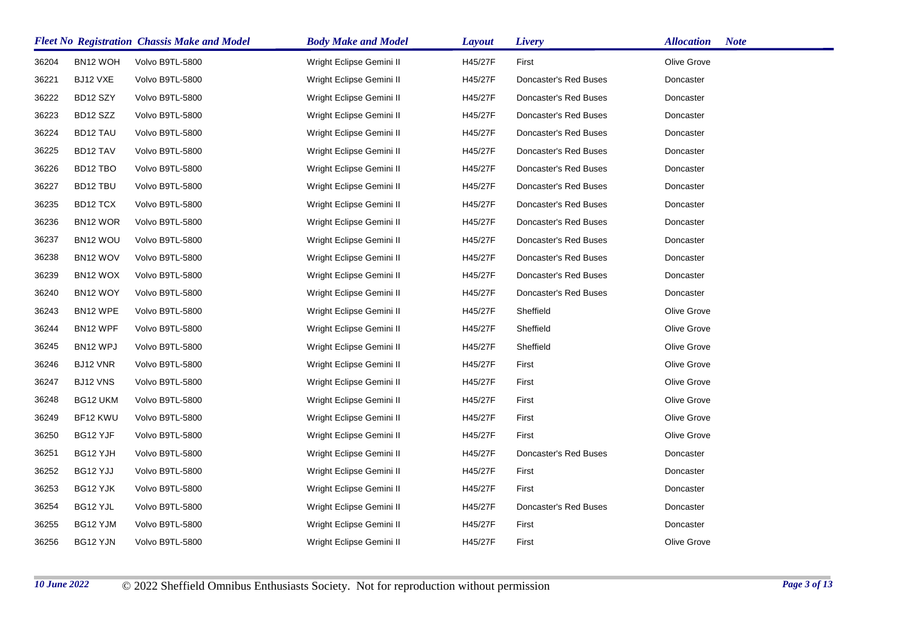| ***Fleet No*** | ***Registration*** | ***Chassis Make and Model*** | ***Body Make and Model*** | ***Layout*** | ***Livery*** | ***Allocation*** | ***Note*** |
|---|---|---|---|---|---|---|---|
| 36204 | BN12 WOH | Volvo B9TL-5800 | Wright Eclipse Gemini II | H45/27F | First | Olive Grove | |
| 36221 | BJ12 VXE | Volvo B9TL-5800 | Wright Eclipse Gemini II | H45/27F | Doncaster's Red Buses | Doncaster | |
| 36222 | BD12 SZY | Volvo B9TL-5800 | Wright Eclipse Gemini II | H45/27F | Doncaster's Red Buses | Doncaster | |
| 36223 | BD12 SZZ | Volvo B9TL-5800 | Wright Eclipse Gemini II | H45/27F | Doncaster's Red Buses | Doncaster | |
| 36224 | BD12 TAU | Volvo B9TL-5800 | Wright Eclipse Gemini II | H45/27F | Doncaster's Red Buses | Doncaster | |
| 36225 | BD12 TAV | Volvo B9TL-5800 | Wright Eclipse Gemini II | H45/27F | Doncaster's Red Buses | Doncaster | |
| 36226 | BD12 TBO | Volvo B9TL-5800 | Wright Eclipse Gemini II | H45/27F | Doncaster's Red Buses | Doncaster | |
| 36227 | BD12 TBU | Volvo B9TL-5800 | Wright Eclipse Gemini II | H45/27F | Doncaster's Red Buses | Doncaster | |
| 36235 | BD12 TCX | Volvo B9TL-5800 | Wright Eclipse Gemini II | H45/27F | Doncaster's Red Buses | Doncaster | |
| 36236 | BN12 WOR | Volvo B9TL-5800 | Wright Eclipse Gemini II | H45/27F | Doncaster's Red Buses | Doncaster | |
| 36237 | BN12 WOU | Volvo B9TL-5800 | Wright Eclipse Gemini II | H45/27F | Doncaster's Red Buses | Doncaster | |
| 36238 | BN12 WOV | Volvo B9TL-5800 | Wright Eclipse Gemini II | H45/27F | Doncaster's Red Buses | Doncaster | |
| 36239 | BN12 WOX | Volvo B9TL-5800 | Wright Eclipse Gemini II | H45/27F | Doncaster's Red Buses | Doncaster | |
| 36240 | BN12 WOY | Volvo B9TL-5800 | Wright Eclipse Gemini II | H45/27F | Doncaster's Red Buses | Doncaster | |
| 36243 | BN12 WPE | Volvo B9TL-5800 | Wright Eclipse Gemini II | H45/27F | Sheffield | Olive Grove | |
| 36244 | BN12 WPF | Volvo B9TL-5800 | Wright Eclipse Gemini II | H45/27F | Sheffield | Olive Grove | |
| 36245 | BN12 WPJ | Volvo B9TL-5800 | Wright Eclipse Gemini II | H45/27F | Sheffield | Olive Grove | |
| 36246 | BJ12 VNR | Volvo B9TL-5800 | Wright Eclipse Gemini II | H45/27F | First | Olive Grove | |
| 36247 | BJ12 VNS | Volvo B9TL-5800 | Wright Eclipse Gemini II | H45/27F | First | Olive Grove | |
| 36248 | BG12 UKM | Volvo B9TL-5800 | Wright Eclipse Gemini II | H45/27F | First | Olive Grove | |
| 36249 | BF12 KWU | Volvo B9TL-5800 | Wright Eclipse Gemini II | H45/27F | First | Olive Grove | |
| 36250 | BG12 YJF | Volvo B9TL-5800 | Wright Eclipse Gemini II | H45/27F | First | Olive Grove | |
| 36251 | BG12 YJH | Volvo B9TL-5800 | Wright Eclipse Gemini II | H45/27F | Doncaster's Red Buses | Doncaster | |
| 36252 | BG12 YJJ | Volvo B9TL-5800 | Wright Eclipse Gemini II | H45/27F | First | Doncaster | |
| 36253 | BG12 YJK | Volvo B9TL-5800 | Wright Eclipse Gemini II | H45/27F | First | Doncaster | |
| 36254 | BG12 YJL | Volvo B9TL-5800 | Wright Eclipse Gemini II | H45/27F | Doncaster's Red Buses | Doncaster | |
| 36255 | BG12 YJM | Volvo B9TL-5800 | Wright Eclipse Gemini II | H45/27F | First | Doncaster | |
| 36256 | BG12 YJN | Volvo B9TL-5800 | Wright Eclipse Gemini II | H45/27F | First | Olive Grove | |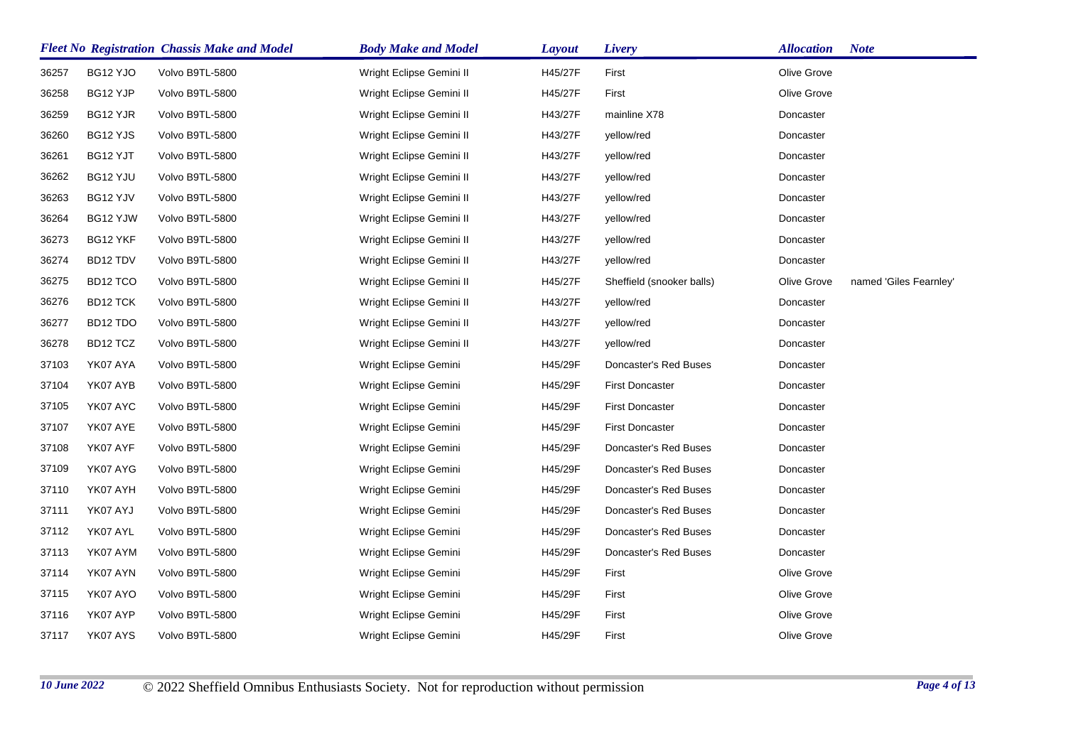| Fleet No | Registration | Chassis Make and Model | Body Make and Model | Layout | Livery | Allocation | Note |
|---|---|---|---|---|---|---|---|
| 36257 | BG12 YJO | Volvo B9TL-5800 | Wright Eclipse Gemini II | H45/27F | First | Olive Grove | |
| 36258 | BG12 YJP | Volvo B9TL-5800 | Wright Eclipse Gemini II | H45/27F | First | Olive Grove | |
| 36259 | BG12 YJR | Volvo B9TL-5800 | Wright Eclipse Gemini II | H43/27F | mainline X78 | Doncaster | |
| 36260 | BG12 YJS | Volvo B9TL-5800 | Wright Eclipse Gemini II | H43/27F | yellow/red | Doncaster | |
| 36261 | BG12 YJT | Volvo B9TL-5800 | Wright Eclipse Gemini II | H43/27F | yellow/red | Doncaster | |
| 36262 | BG12 YJU | Volvo B9TL-5800 | Wright Eclipse Gemini II | H43/27F | yellow/red | Doncaster | |
| 36263 | BG12 YJV | Volvo B9TL-5800 | Wright Eclipse Gemini II | H43/27F | yellow/red | Doncaster | |
| 36264 | BG12 YJW | Volvo B9TL-5800 | Wright Eclipse Gemini II | H43/27F | yellow/red | Doncaster | |
| 36273 | BG12 YKF | Volvo B9TL-5800 | Wright Eclipse Gemini II | H43/27F | yellow/red | Doncaster | |
| 36274 | BD12 TDV | Volvo B9TL-5800 | Wright Eclipse Gemini II | H43/27F | yellow/red | Doncaster | |
| 36275 | BD12 TCO | Volvo B9TL-5800 | Wright Eclipse Gemini II | H45/27F | Sheffield (snooker balls) | Olive Grove | named 'Giles Fearnley' |
| 36276 | BD12 TCK | Volvo B9TL-5800 | Wright Eclipse Gemini II | H43/27F | yellow/red | Doncaster | |
| 36277 | BD12 TDO | Volvo B9TL-5800 | Wright Eclipse Gemini II | H43/27F | yellow/red | Doncaster | |
| 36278 | BD12 TCZ | Volvo B9TL-5800 | Wright Eclipse Gemini II | H43/27F | yellow/red | Doncaster | |
| 37103 | YK07 AYA | Volvo B9TL-5800 | Wright Eclipse Gemini | H45/29F | Doncaster's Red Buses | Doncaster | |
| 37104 | YK07 AYB | Volvo B9TL-5800 | Wright Eclipse Gemini | H45/29F | First Doncaster | Doncaster | |
| 37105 | YK07 AYC | Volvo B9TL-5800 | Wright Eclipse Gemini | H45/29F | First Doncaster | Doncaster | |
| 37107 | YK07 AYE | Volvo B9TL-5800 | Wright Eclipse Gemini | H45/29F | First Doncaster | Doncaster | |
| 37108 | YK07 AYF | Volvo B9TL-5800 | Wright Eclipse Gemini | H45/29F | Doncaster's Red Buses | Doncaster | |
| 37109 | YK07 AYG | Volvo B9TL-5800 | Wright Eclipse Gemini | H45/29F | Doncaster's Red Buses | Doncaster | |
| 37110 | YK07 AYH | Volvo B9TL-5800 | Wright Eclipse Gemini | H45/29F | Doncaster's Red Buses | Doncaster | |
| 37111 | YK07 AYJ | Volvo B9TL-5800 | Wright Eclipse Gemini | H45/29F | Doncaster's Red Buses | Doncaster | |
| 37112 | YK07 AYL | Volvo B9TL-5800 | Wright Eclipse Gemini | H45/29F | Doncaster's Red Buses | Doncaster | |
| 37113 | YK07 AYM | Volvo B9TL-5800 | Wright Eclipse Gemini | H45/29F | Doncaster's Red Buses | Doncaster | |
| 37114 | YK07 AYN | Volvo B9TL-5800 | Wright Eclipse Gemini | H45/29F | First | Olive Grove | |
| 37115 | YK07 AYO | Volvo B9TL-5800 | Wright Eclipse Gemini | H45/29F | First | Olive Grove | |
| 37116 | YK07 AYP | Volvo B9TL-5800 | Wright Eclipse Gemini | H45/29F | First | Olive Grove | |
| 37117 | YK07 AYS | Volvo B9TL-5800 | Wright Eclipse Gemini | H45/29F | First | Olive Grove | |

*10 June 2022* © 2022 Sheffield Omnibus Enthusiasts Society. Not for reproduction without permission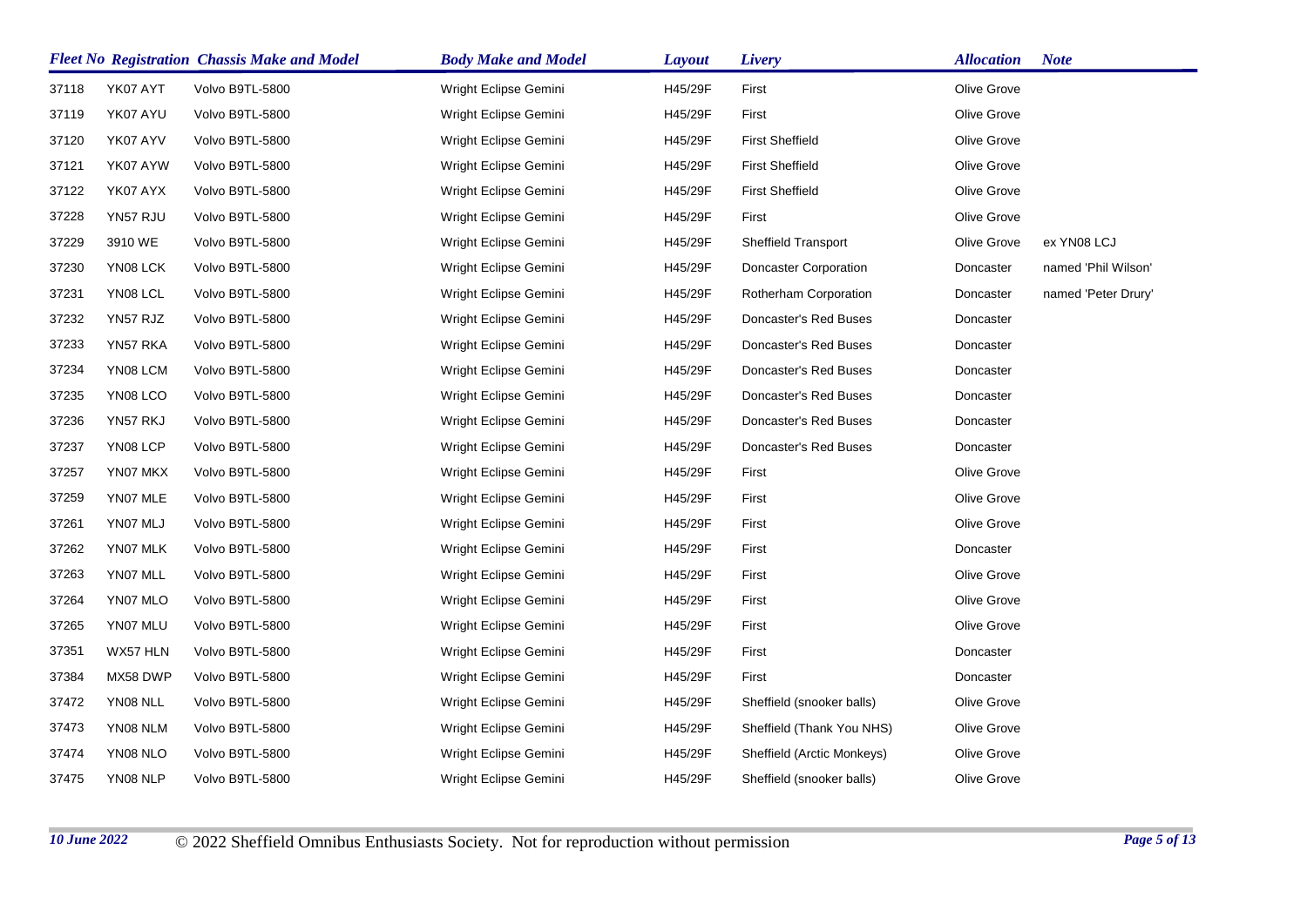| Fleet No | Registration | Chassis Make and Model | Body Make and Model | Layout | Livery | Allocation | Note |
|---|---|---|---|---|---|---|---|
| 37118 | YK07 AYT | Volvo B9TL-5800 | Wright Eclipse Gemini | H45/29F | First | Olive Grove | |
| 37119 | YK07 AYU | Volvo B9TL-5800 | Wright Eclipse Gemini | H45/29F | First | Olive Grove | |
| 37120 | YK07 AYV | Volvo B9TL-5800 | Wright Eclipse Gemini | H45/29F | First Sheffield | Olive Grove | |
| 37121 | YK07 AYW | Volvo B9TL-5800 | Wright Eclipse Gemini | H45/29F | First Sheffield | Olive Grove | |
| 37122 | YK07 AYX | Volvo B9TL-5800 | Wright Eclipse Gemini | H45/29F | First Sheffield | Olive Grove | |
| 37228 | YN57 RJU | Volvo B9TL-5800 | Wright Eclipse Gemini | H45/29F | First | Olive Grove | |
| 37229 | 3910 WE | Volvo B9TL-5800 | Wright Eclipse Gemini | H45/29F | Sheffield Transport | Olive Grove | ex YN08 LCJ |
| 37230 | YN08 LCK | Volvo B9TL-5800 | Wright Eclipse Gemini | H45/29F | Doncaster Corporation | Doncaster | named 'Phil Wilson' |
| 37231 | YN08 LCL | Volvo B9TL-5800 | Wright Eclipse Gemini | H45/29F | Rotherham Corporation | Doncaster | named 'Peter Drury' |
| 37232 | YN57 RJZ | Volvo B9TL-5800 | Wright Eclipse Gemini | H45/29F | Doncaster's Red Buses | Doncaster | |
| 37233 | YN57 RKA | Volvo B9TL-5800 | Wright Eclipse Gemini | H45/29F | Doncaster's Red Buses | Doncaster | |
| 37234 | YN08 LCM | Volvo B9TL-5800 | Wright Eclipse Gemini | H45/29F | Doncaster's Red Buses | Doncaster | |
| 37235 | YN08 LCO | Volvo B9TL-5800 | Wright Eclipse Gemini | H45/29F | Doncaster's Red Buses | Doncaster | |
| 37236 | YN57 RKJ | Volvo B9TL-5800 | Wright Eclipse Gemini | H45/29F | Doncaster's Red Buses | Doncaster | |
| 37237 | YN08 LCP | Volvo B9TL-5800 | Wright Eclipse Gemini | H45/29F | Doncaster's Red Buses | Doncaster | |
| 37257 | YN07 MKX | Volvo B9TL-5800 | Wright Eclipse Gemini | H45/29F | First | Olive Grove | |
| 37259 | YN07 MLE | Volvo B9TL-5800 | Wright Eclipse Gemini | H45/29F | First | Olive Grove | |
| 37261 | YN07 MLJ | Volvo B9TL-5800 | Wright Eclipse Gemini | H45/29F | First | Olive Grove | |
| 37262 | YN07 MLK | Volvo B9TL-5800 | Wright Eclipse Gemini | H45/29F | First | Doncaster | |
| 37263 | YN07 MLL | Volvo B9TL-5800 | Wright Eclipse Gemini | H45/29F | First | Olive Grove | |
| 37264 | YN07 MLO | Volvo B9TL-5800 | Wright Eclipse Gemini | H45/29F | First | Olive Grove | |
| 37265 | YN07 MLU | Volvo B9TL-5800 | Wright Eclipse Gemini | H45/29F | First | Olive Grove | |
| 37351 | WX57 HLN | Volvo B9TL-5800 | Wright Eclipse Gemini | H45/29F | First | Doncaster | |
| 37384 | MX58 DWP | Volvo B9TL-5800 | Wright Eclipse Gemini | H45/29F | First | Doncaster | |
| 37472 | YN08 NLL | Volvo B9TL-5800 | Wright Eclipse Gemini | H45/29F | Sheffield (snooker balls) | Olive Grove | |
| 37473 | YN08 NLM | Volvo B9TL-5800 | Wright Eclipse Gemini | H45/29F | Sheffield (Thank You NHS) | Olive Grove | |
| 37474 | YN08 NLO | Volvo B9TL-5800 | Wright Eclipse Gemini | H45/29F | Sheffield (Arctic Monkeys) | Olive Grove | |
| 37475 | YN08 NLP | Volvo B9TL-5800 | Wright Eclipse Gemini | H45/29F | Sheffield (snooker balls) | Olive Grove | |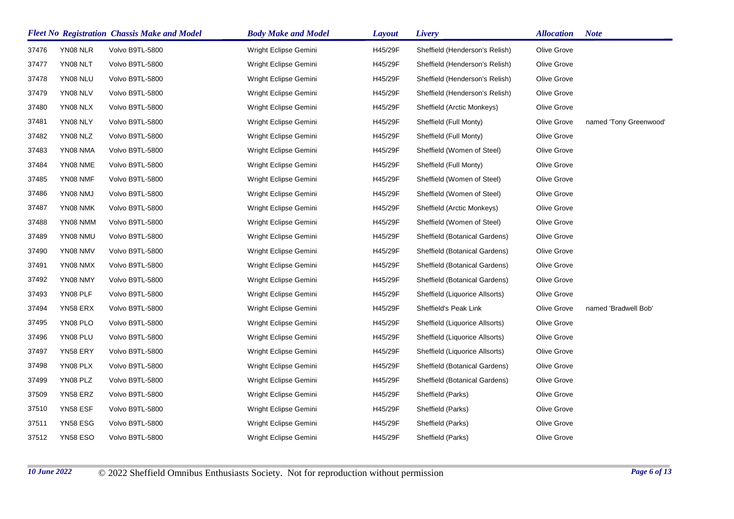| Fleet No | Registration | Chassis Make and Model | Body Make and Model | Layout | Livery | Allocation | Note |
|---|---|---|---|---|---|---|---|
| 37476 | YN08 NLR | Volvo B9TL-5800 | Wright Eclipse Gemini | H45/29F | Sheffield (Henderson's Relish) | Olive Grove | |
| 37477 | YN08 NLT | Volvo B9TL-5800 | Wright Eclipse Gemini | H45/29F | Sheffield (Henderson's Relish) | Olive Grove | |
| 37478 | YN08 NLU | Volvo B9TL-5800 | Wright Eclipse Gemini | H45/29F | Sheffield (Henderson's Relish) | Olive Grove | |
| 37479 | YN08 NLV | Volvo B9TL-5800 | Wright Eclipse Gemini | H45/29F | Sheffield (Henderson's Relish) | Olive Grove | |
| 37480 | YN08 NLX | Volvo B9TL-5800 | Wright Eclipse Gemini | H45/29F | Sheffield (Arctic Monkeys) | Olive Grove | |
| 37481 | YN08 NLY | Volvo B9TL-5800 | Wright Eclipse Gemini | H45/29F | Sheffield (Full Monty) | Olive Grove | named 'Tony Greenwood' |
| 37482 | YN08 NLZ | Volvo B9TL-5800 | Wright Eclipse Gemini | H45/29F | Sheffield (Full Monty) | Olive Grove | |
| 37483 | YN08 NMA | Volvo B9TL-5800 | Wright Eclipse Gemini | H45/29F | Sheffield (Women of Steel) | Olive Grove | |
| 37484 | YN08 NME | Volvo B9TL-5800 | Wright Eclipse Gemini | H45/29F | Sheffield (Full Monty) | Olive Grove | |
| 37485 | YN08 NMF | Volvo B9TL-5800 | Wright Eclipse Gemini | H45/29F | Sheffield (Women of Steel) | Olive Grove | |
| 37486 | YN08 NMJ | Volvo B9TL-5800 | Wright Eclipse Gemini | H45/29F | Sheffield (Women of Steel) | Olive Grove | |
| 37487 | YN08 NMK | Volvo B9TL-5800 | Wright Eclipse Gemini | H45/29F | Sheffield (Arctic Monkeys) | Olive Grove | |
| 37488 | YN08 NMM | Volvo B9TL-5800 | Wright Eclipse Gemini | H45/29F | Sheffield (Women of Steel) | Olive Grove | |
| 37489 | YN08 NMU | Volvo B9TL-5800 | Wright Eclipse Gemini | H45/29F | Sheffield (Botanical Gardens) | Olive Grove | |
| 37490 | YN08 NMV | Volvo B9TL-5800 | Wright Eclipse Gemini | H45/29F | Sheffield (Botanical Gardens) | Olive Grove | |
| 37491 | YN08 NMX | Volvo B9TL-5800 | Wright Eclipse Gemini | H45/29F | Sheffield (Botanical Gardens) | Olive Grove | |
| 37492 | YN08 NMY | Volvo B9TL-5800 | Wright Eclipse Gemini | H45/29F | Sheffield (Botanical Gardens) | Olive Grove | |
| 37493 | YN08 PLF | Volvo B9TL-5800 | Wright Eclipse Gemini | H45/29F | Sheffield (Liquorice Allsorts) | Olive Grove | |
| 37494 | YN58 ERX | Volvo B9TL-5800 | Wright Eclipse Gemini | H45/29F | Sheffield's Peak Link | Olive Grove | named 'Bradwell Bob' |
| 37495 | YN08 PLO | Volvo B9TL-5800 | Wright Eclipse Gemini | H45/29F | Sheffield (Liquorice Allsorts) | Olive Grove | |
| 37496 | YN08 PLU | Volvo B9TL-5800 | Wright Eclipse Gemini | H45/29F | Sheffield (Liquorice Allsorts) | Olive Grove | |
| 37497 | YN58 ERY | Volvo B9TL-5800 | Wright Eclipse Gemini | H45/29F | Sheffield (Liquorice Allsorts) | Olive Grove | |
| 37498 | YN08 PLX | Volvo B9TL-5800 | Wright Eclipse Gemini | H45/29F | Sheffield (Botanical Gardens) | Olive Grove | |
| 37499 | YN08 PLZ | Volvo B9TL-5800 | Wright Eclipse Gemini | H45/29F | Sheffield (Botanical Gardens) | Olive Grove | |
| 37509 | YN58 ERZ | Volvo B9TL-5800 | Wright Eclipse Gemini | H45/29F | Sheffield (Parks) | Olive Grove | |
| 37510 | YN58 ESF | Volvo B9TL-5800 | Wright Eclipse Gemini | H45/29F | Sheffield (Parks) | Olive Grove | |
| 37511 | YN58 ESG | Volvo B9TL-5800 | Wright Eclipse Gemini | H45/29F | Sheffield (Parks) | Olive Grove | |
| 37512 | YN58 ESO | Volvo B9TL-5800 | Wright Eclipse Gemini | H45/29F | Sheffield (Parks) | Olive Grove | |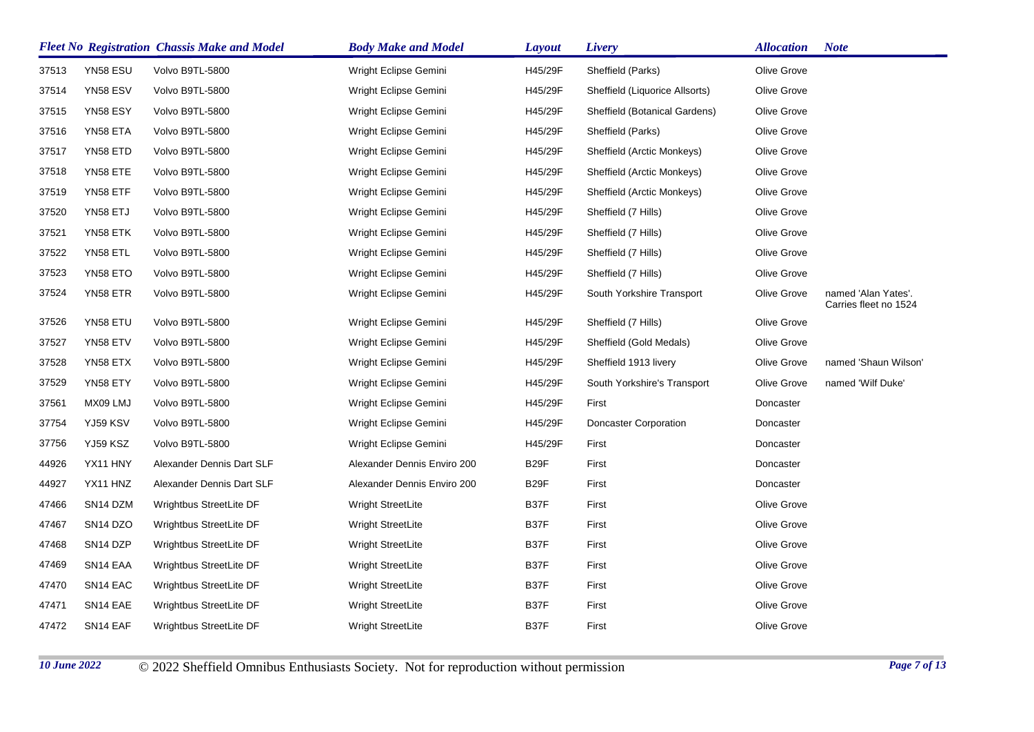| Fleet No | Registration | Chassis Make and Model | Body Make and Model | Layout | Livery | Allocation | Note |
|---|---|---|---|---|---|---|---|
| 37513 | YN58 ESU | Volvo B9TL-5800 | Wright Eclipse Gemini | H45/29F | Sheffield (Parks) | Olive Grove | |
| 37514 | YN58 ESV | Volvo B9TL-5800 | Wright Eclipse Gemini | H45/29F | Sheffield (Liquorice Allsorts) | Olive Grove | |
| 37515 | YN58 ESY | Volvo B9TL-5800 | Wright Eclipse Gemini | H45/29F | Sheffield (Botanical Gardens) | Olive Grove | |
| 37516 | YN58 ETA | Volvo B9TL-5800 | Wright Eclipse Gemini | H45/29F | Sheffield (Parks) | Olive Grove | |
| 37517 | YN58 ETD | Volvo B9TL-5800 | Wright Eclipse Gemini | H45/29F | Sheffield (Arctic Monkeys) | Olive Grove | |
| 37518 | YN58 ETE | Volvo B9TL-5800 | Wright Eclipse Gemini | H45/29F | Sheffield (Arctic Monkeys) | Olive Grove | |
| 37519 | YN58 ETF | Volvo B9TL-5800 | Wright Eclipse Gemini | H45/29F | Sheffield (Arctic Monkeys) | Olive Grove | |
| 37520 | YN58 ETJ | Volvo B9TL-5800 | Wright Eclipse Gemini | H45/29F | Sheffield (7 Hills) | Olive Grove | |
| 37521 | YN58 ETK | Volvo B9TL-5800 | Wright Eclipse Gemini | H45/29F | Sheffield (7 Hills) | Olive Grove | |
| 37522 | YN58 ETL | Volvo B9TL-5800 | Wright Eclipse Gemini | H45/29F | Sheffield (7 Hills) | Olive Grove | |
| 37523 | YN58 ETO | Volvo B9TL-5800 | Wright Eclipse Gemini | H45/29F | Sheffield (7 Hills) | Olive Grove | |
| 37524 | YN58 ETR | Volvo B9TL-5800 | Wright Eclipse Gemini | H45/29F | South Yorkshire Transport | Olive Grove | named 'Alan Yates'. Carries fleet no 1524 |
| 37526 | YN58 ETU | Volvo B9TL-5800 | Wright Eclipse Gemini | H45/29F | Sheffield (7 Hills) | Olive Grove | |
| 37527 | YN58 ETV | Volvo B9TL-5800 | Wright Eclipse Gemini | H45/29F | Sheffield (Gold Medals) | Olive Grove | |
| 37528 | YN58 ETX | Volvo B9TL-5800 | Wright Eclipse Gemini | H45/29F | Sheffield 1913 livery | Olive Grove | named 'Shaun Wilson' |
| 37529 | YN58 ETY | Volvo B9TL-5800 | Wright Eclipse Gemini | H45/29F | South Yorkshire's Transport | Olive Grove | named 'Wilf Duke' |
| 37561 | MX09 LMJ | Volvo B9TL-5800 | Wright Eclipse Gemini | H45/29F | First | Doncaster | |
| 37754 | YJ59 KSV | Volvo B9TL-5800 | Wright Eclipse Gemini | H45/29F | Doncaster Corporation | Doncaster | |
| 37756 | YJ59 KSZ | Volvo B9TL-5800 | Wright Eclipse Gemini | H45/29F | First | Doncaster | |
| 44926 | YX11 HNY | Alexander Dennis Dart SLF | Alexander Dennis Enviro 200 | B29F | First | Doncaster | |
| 44927 | YX11 HNZ | Alexander Dennis Dart SLF | Alexander Dennis Enviro 200 | B29F | First | Doncaster | |
| 47466 | SN14 DZM | Wrightbus StreetLite DF | Wright StreetLite | B37F | First | Olive Grove | |
| 47467 | SN14 DZO | Wrightbus StreetLite DF | Wright StreetLite | B37F | First | Olive Grove | |
| 47468 | SN14 DZP | Wrightbus StreetLite DF | Wright StreetLite | B37F | First | Olive Grove | |
| 47469 | SN14 EAA | Wrightbus StreetLite DF | Wright StreetLite | B37F | First | Olive Grove | |
| 47470 | SN14 EAC | Wrightbus StreetLite DF | Wright StreetLite | B37F | First | Olive Grove | |
| 47471 | SN14 EAE | Wrightbus StreetLite DF | Wright StreetLite | B37F | First | Olive Grove | |
| 47472 | SN14 EAF | Wrightbus StreetLite DF | Wright StreetLite | B37F | First | Olive Grove | |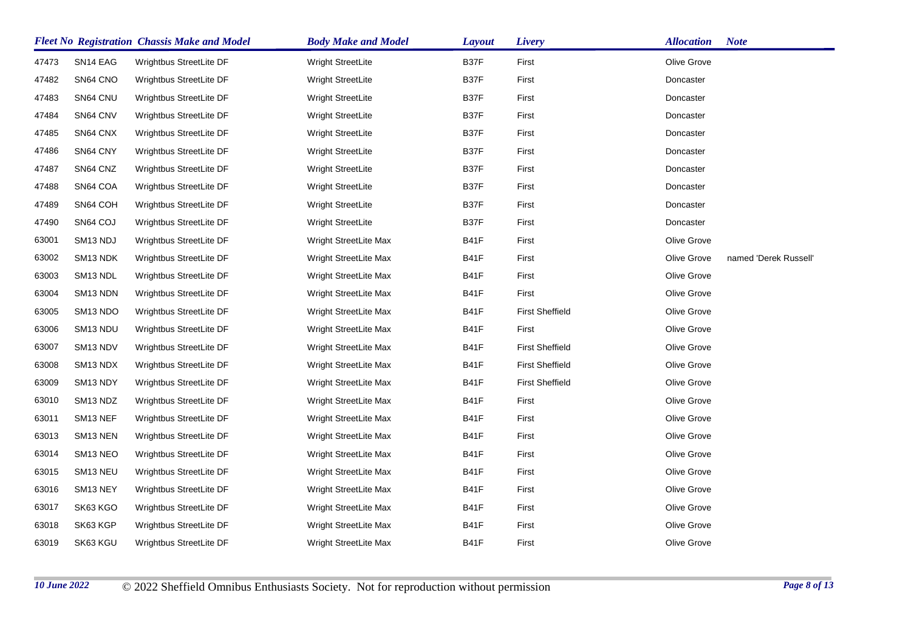| Fleet No | Registration | Chassis Make and Model | Body Make and Model | Layout | Livery | Allocation | Note |
|---|---|---|---|---|---|---|---|
| 47473 | SN14 EAG | Wrightbus StreetLite DF | Wright StreetLite | B37F | First | Olive Grove | |
| 47482 | SN64 CNO | Wrightbus StreetLite DF | Wright StreetLite | B37F | First | Doncaster | |
| 47483 | SN64 CNU | Wrightbus StreetLite DF | Wright StreetLite | B37F | First | Doncaster | |
| 47484 | SN64 CNV | Wrightbus StreetLite DF | Wright StreetLite | B37F | First | Doncaster | |
| 47485 | SN64 CNX | Wrightbus StreetLite DF | Wright StreetLite | B37F | First | Doncaster | |
| 47486 | SN64 CNY | Wrightbus StreetLite DF | Wright StreetLite | B37F | First | Doncaster | |
| 47487 | SN64 CNZ | Wrightbus StreetLite DF | Wright StreetLite | B37F | First | Doncaster | |
| 47488 | SN64 COA | Wrightbus StreetLite DF | Wright StreetLite | B37F | First | Doncaster | |
| 47489 | SN64 COH | Wrightbus StreetLite DF | Wright StreetLite | B37F | First | Doncaster | |
| 47490 | SN64 COJ | Wrightbus StreetLite DF | Wright StreetLite | B37F | First | Doncaster | |
| 63001 | SM13 NDJ | Wrightbus StreetLite DF | Wright StreetLite Max | B41F | First | Olive Grove | |
| 63002 | SM13 NDK | Wrightbus StreetLite DF | Wright StreetLite Max | B41F | First | Olive Grove | named 'Derek Russell' |
| 63003 | SM13 NDL | Wrightbus StreetLite DF | Wright StreetLite Max | B41F | First | Olive Grove | |
| 63004 | SM13 NDN | Wrightbus StreetLite DF | Wright StreetLite Max | B41F | First | Olive Grove | |
| 63005 | SM13 NDO | Wrightbus StreetLite DF | Wright StreetLite Max | B41F | First Sheffield | Olive Grove | |
| 63006 | SM13 NDU | Wrightbus StreetLite DF | Wright StreetLite Max | B41F | First | Olive Grove | |
| 63007 | SM13 NDV | Wrightbus StreetLite DF | Wright StreetLite Max | B41F | First Sheffield | Olive Grove | |
| 63008 | SM13 NDX | Wrightbus StreetLite DF | Wright StreetLite Max | B41F | First Sheffield | Olive Grove | |
| 63009 | SM13 NDY | Wrightbus StreetLite DF | Wright StreetLite Max | B41F | First Sheffield | Olive Grove | |
| 63010 | SM13 NDZ | Wrightbus StreetLite DF | Wright StreetLite Max | B41F | First | Olive Grove | |
| 63011 | SM13 NEF | Wrightbus StreetLite DF | Wright StreetLite Max | B41F | First | Olive Grove | |
| 63013 | SM13 NEN | Wrightbus StreetLite DF | Wright StreetLite Max | B41F | First | Olive Grove | |
| 63014 | SM13 NEO | Wrightbus StreetLite DF | Wright StreetLite Max | B41F | First | Olive Grove | |
| 63015 | SM13 NEU | Wrightbus StreetLite DF | Wright StreetLite Max | B41F | First | Olive Grove | |
| 63016 | SM13 NEY | Wrightbus StreetLite DF | Wright StreetLite Max | B41F | First | Olive Grove | |
| 63017 | SK63 KGO | Wrightbus StreetLite DF | Wright StreetLite Max | B41F | First | Olive Grove | |
| 63018 | SK63 KGP | Wrightbus StreetLite DF | Wright StreetLite Max | B41F | First | Olive Grove | |
| 63019 | SK63 KGU | Wrightbus StreetLite DF | Wright StreetLite Max | B41F | First | Olive Grove | |

*10 June 2022* © 2022 Sheffield Omnibus Enthusiasts Society. Not for reproduction without permission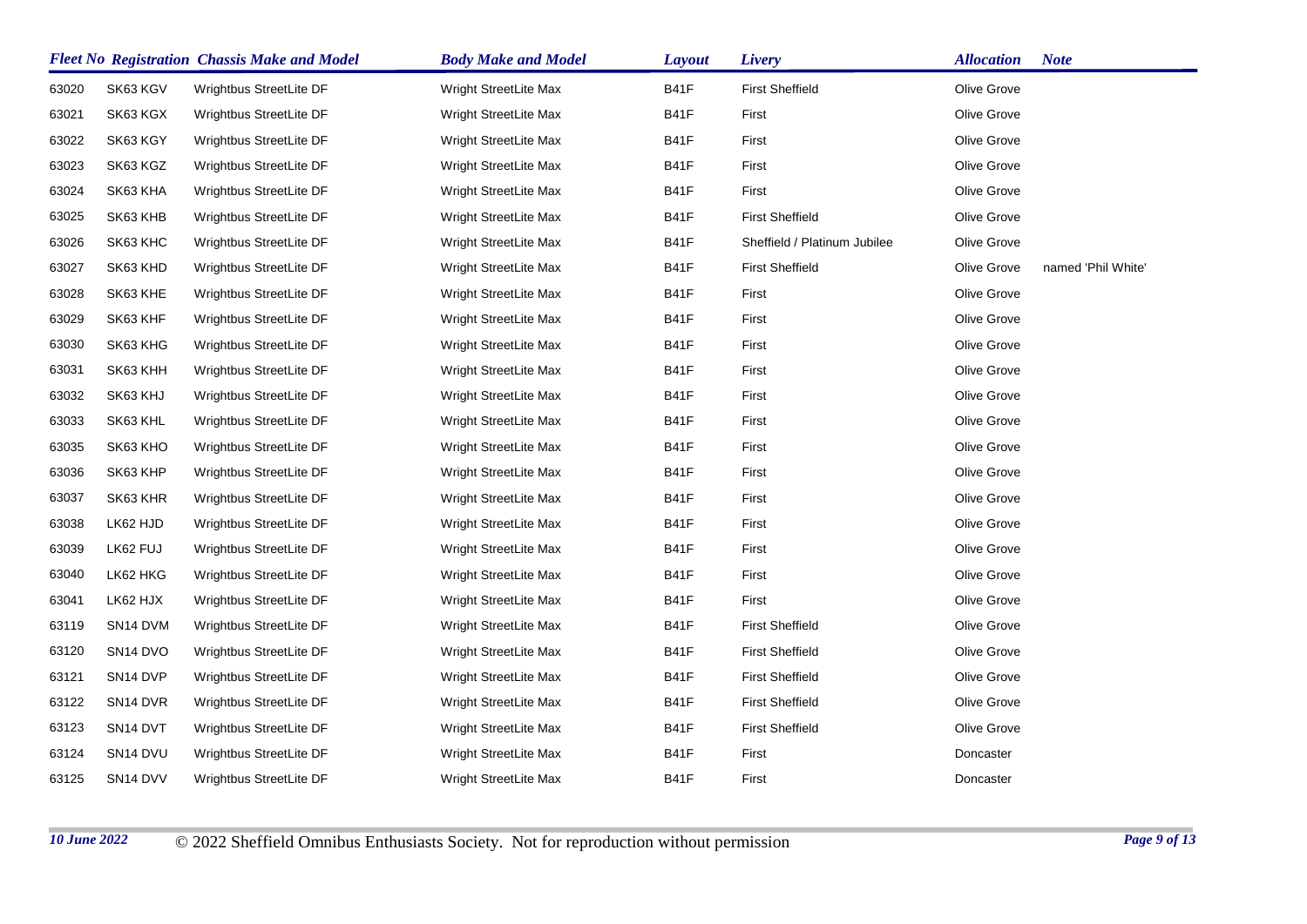| Fleet No | Registration | Chassis Make and Model | Body Make and Model | Layout | Livery | Allocation | Note |
|---|---|---|---|---|---|---|---|
| 63020 | SK63 KGV | Wrightbus StreetLite DF | Wright StreetLite Max | B41F | First Sheffield | Olive Grove | |
| 63021 | SK63 KGX | Wrightbus StreetLite DF | Wright StreetLite Max | B41F | First | Olive Grove | |
| 63022 | SK63 KGY | Wrightbus StreetLite DF | Wright StreetLite Max | B41F | First | Olive Grove | |
| 63023 | SK63 KGZ | Wrightbus StreetLite DF | Wright StreetLite Max | B41F | First | Olive Grove | |
| 63024 | SK63 KHA | Wrightbus StreetLite DF | Wright StreetLite Max | B41F | First | Olive Grove | |
| 63025 | SK63 KHB | Wrightbus StreetLite DF | Wright StreetLite Max | B41F | First Sheffield | Olive Grove | |
| 63026 | SK63 KHC | Wrightbus StreetLite DF | Wright StreetLite Max | B41F | Sheffield / Platinum Jubilee | Olive Grove | |
| 63027 | SK63 KHD | Wrightbus StreetLite DF | Wright StreetLite Max | B41F | First Sheffield | Olive Grove | named 'Phil White' |
| 63028 | SK63 KHE | Wrightbus StreetLite DF | Wright StreetLite Max | B41F | First | Olive Grove | |
| 63029 | SK63 KHF | Wrightbus StreetLite DF | Wright StreetLite Max | B41F | First | Olive Grove | |
| 63030 | SK63 KHG | Wrightbus StreetLite DF | Wright StreetLite Max | B41F | First | Olive Grove | |
| 63031 | SK63 KHH | Wrightbus StreetLite DF | Wright StreetLite Max | B41F | First | Olive Grove | |
| 63032 | SK63 KHJ | Wrightbus StreetLite DF | Wright StreetLite Max | B41F | First | Olive Grove | |
| 63033 | SK63 KHL | Wrightbus StreetLite DF | Wright StreetLite Max | B41F | First | Olive Grove | |
| 63035 | SK63 KHO | Wrightbus StreetLite DF | Wright StreetLite Max | B41F | First | Olive Grove | |
| 63036 | SK63 KHP | Wrightbus StreetLite DF | Wright StreetLite Max | B41F | First | Olive Grove | |
| 63037 | SK63 KHR | Wrightbus StreetLite DF | Wright StreetLite Max | B41F | First | Olive Grove | |
| 63038 | LK62 HJD | Wrightbus StreetLite DF | Wright StreetLite Max | B41F | First | Olive Grove | |
| 63039 | LK62 FUJ | Wrightbus StreetLite DF | Wright StreetLite Max | B41F | First | Olive Grove | |
| 63040 | LK62 HKG | Wrightbus StreetLite DF | Wright StreetLite Max | B41F | First | Olive Grove | |
| 63041 | LK62 HJX | Wrightbus StreetLite DF | Wright StreetLite Max | B41F | First | Olive Grove | |
| 63119 | SN14 DVM | Wrightbus StreetLite DF | Wright StreetLite Max | B41F | First Sheffield | Olive Grove | |
| 63120 | SN14 DVO | Wrightbus StreetLite DF | Wright StreetLite Max | B41F | First Sheffield | Olive Grove | |
| 63121 | SN14 DVP | Wrightbus StreetLite DF | Wright StreetLite Max | B41F | First Sheffield | Olive Grove | |
| 63122 | SN14 DVR | Wrightbus StreetLite DF | Wright StreetLite Max | B41F | First Sheffield | Olive Grove | |
| 63123 | SN14 DVT | Wrightbus StreetLite DF | Wright StreetLite Max | B41F | First Sheffield | Olive Grove | |
| 63124 | SN14 DVU | Wrightbus StreetLite DF | Wright StreetLite Max | B41F | First | Doncaster | |
| 63125 | SN14 DVV | Wrightbus StreetLite DF | Wright StreetLite Max | B41F | First | Doncaster | |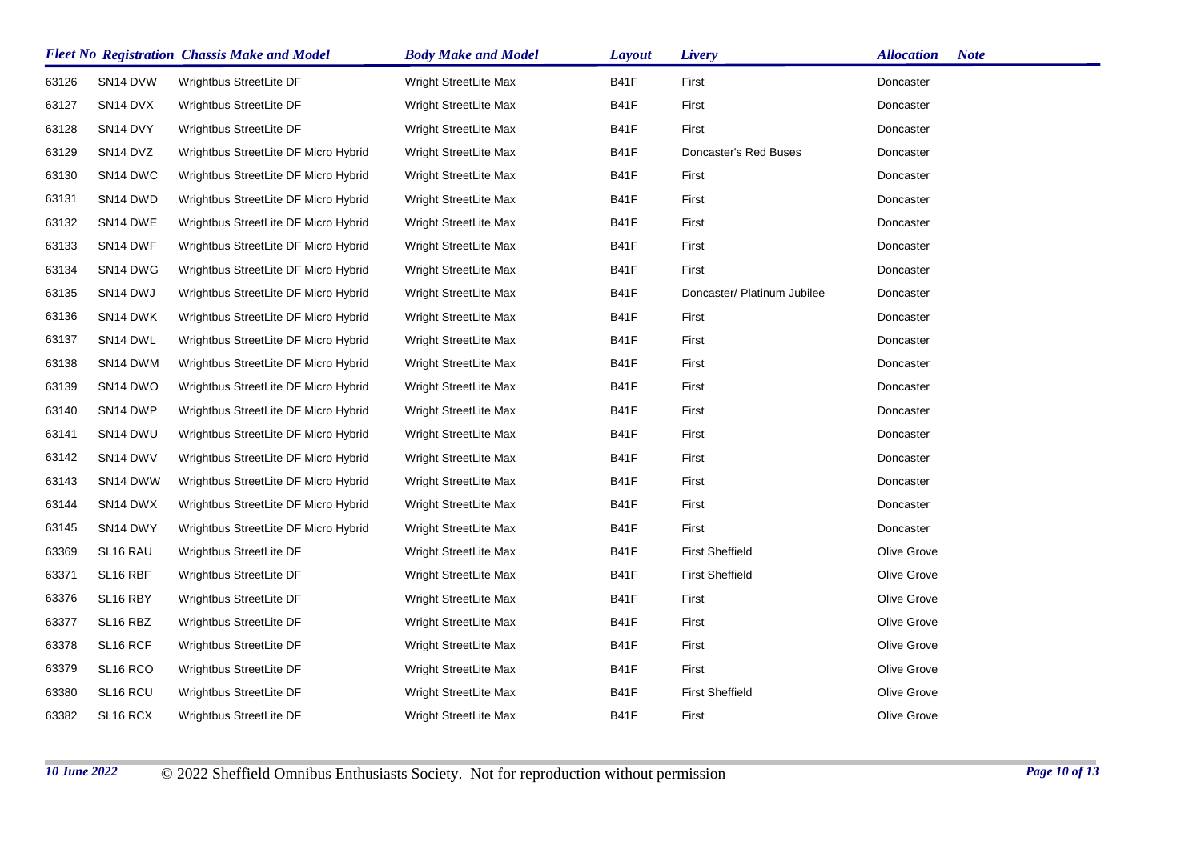| Fleet No | Registration | Chassis Make and Model | Body Make and Model | Layout | Livery | Allocation | Note |
|---|---|---|---|---|---|---|---|
| 63126 | SN14 DVW | Wrightbus StreetLite DF | Wright StreetLite Max | B41F | First | Doncaster | |
| 63127 | SN14 DVX | Wrightbus StreetLite DF | Wright StreetLite Max | B41F | First | Doncaster | |
| 63128 | SN14 DVY | Wrightbus StreetLite DF | Wright StreetLite Max | B41F | First | Doncaster | |
| 63129 | SN14 DVZ | Wrightbus StreetLite DF Micro Hybrid | Wright StreetLite Max | B41F | Doncaster's Red Buses | Doncaster | |
| 63130 | SN14 DWC | Wrightbus StreetLite DF Micro Hybrid | Wright StreetLite Max | B41F | First | Doncaster | |
| 63131 | SN14 DWD | Wrightbus StreetLite DF Micro Hybrid | Wright StreetLite Max | B41F | First | Doncaster | |
| 63132 | SN14 DWE | Wrightbus StreetLite DF Micro Hybrid | Wright StreetLite Max | B41F | First | Doncaster | |
| 63133 | SN14 DWF | Wrightbus StreetLite DF Micro Hybrid | Wright StreetLite Max | B41F | First | Doncaster | |
| 63134 | SN14 DWG | Wrightbus StreetLite DF Micro Hybrid | Wright StreetLite Max | B41F | First | Doncaster | |
| 63135 | SN14 DWJ | Wrightbus StreetLite DF Micro Hybrid | Wright StreetLite Max | B41F | Doncaster/ Platinum Jubilee | Doncaster | |
| 63136 | SN14 DWK | Wrightbus StreetLite DF Micro Hybrid | Wright StreetLite Max | B41F | First | Doncaster | |
| 63137 | SN14 DWL | Wrightbus StreetLite DF Micro Hybrid | Wright StreetLite Max | B41F | First | Doncaster | |
| 63138 | SN14 DWM | Wrightbus StreetLite DF Micro Hybrid | Wright StreetLite Max | B41F | First | Doncaster | |
| 63139 | SN14 DWO | Wrightbus StreetLite DF Micro Hybrid | Wright StreetLite Max | B41F | First | Doncaster | |
| 63140 | SN14 DWP | Wrightbus StreetLite DF Micro Hybrid | Wright StreetLite Max | B41F | First | Doncaster | |
| 63141 | SN14 DWU | Wrightbus StreetLite DF Micro Hybrid | Wright StreetLite Max | B41F | First | Doncaster | |
| 63142 | SN14 DWV | Wrightbus StreetLite DF Micro Hybrid | Wright StreetLite Max | B41F | First | Doncaster | |
| 63143 | SN14 DWW | Wrightbus StreetLite DF Micro Hybrid | Wright StreetLite Max | B41F | First | Doncaster | |
| 63144 | SN14 DWX | Wrightbus StreetLite DF Micro Hybrid | Wright StreetLite Max | B41F | First | Doncaster | |
| 63145 | SN14 DWY | Wrightbus StreetLite DF Micro Hybrid | Wright StreetLite Max | B41F | First | Doncaster | |
| 63369 | SL16 RAU | Wrightbus StreetLite DF | Wright StreetLite Max | B41F | First Sheffield | Olive Grove | |
| 63371 | SL16 RBF | Wrightbus StreetLite DF | Wright StreetLite Max | B41F | First Sheffield | Olive Grove | |
| 63376 | SL16 RBY | Wrightbus StreetLite DF | Wright StreetLite Max | B41F | First | Olive Grove | |
| 63377 | SL16 RBZ | Wrightbus StreetLite DF | Wright StreetLite Max | B41F | First | Olive Grove | |
| 63378 | SL16 RCF | Wrightbus StreetLite DF | Wright StreetLite Max | B41F | First | Olive Grove | |
| 63379 | SL16 RCO | Wrightbus StreetLite DF | Wright StreetLite Max | B41F | First | Olive Grove | |
| 63380 | SL16 RCU | Wrightbus StreetLite DF | Wright StreetLite Max | B41F | First Sheffield | Olive Grove | |
| 63382 | SL16 RCX | Wrightbus StreetLite DF | Wright StreetLite Max | B41F | First | Olive Grove | |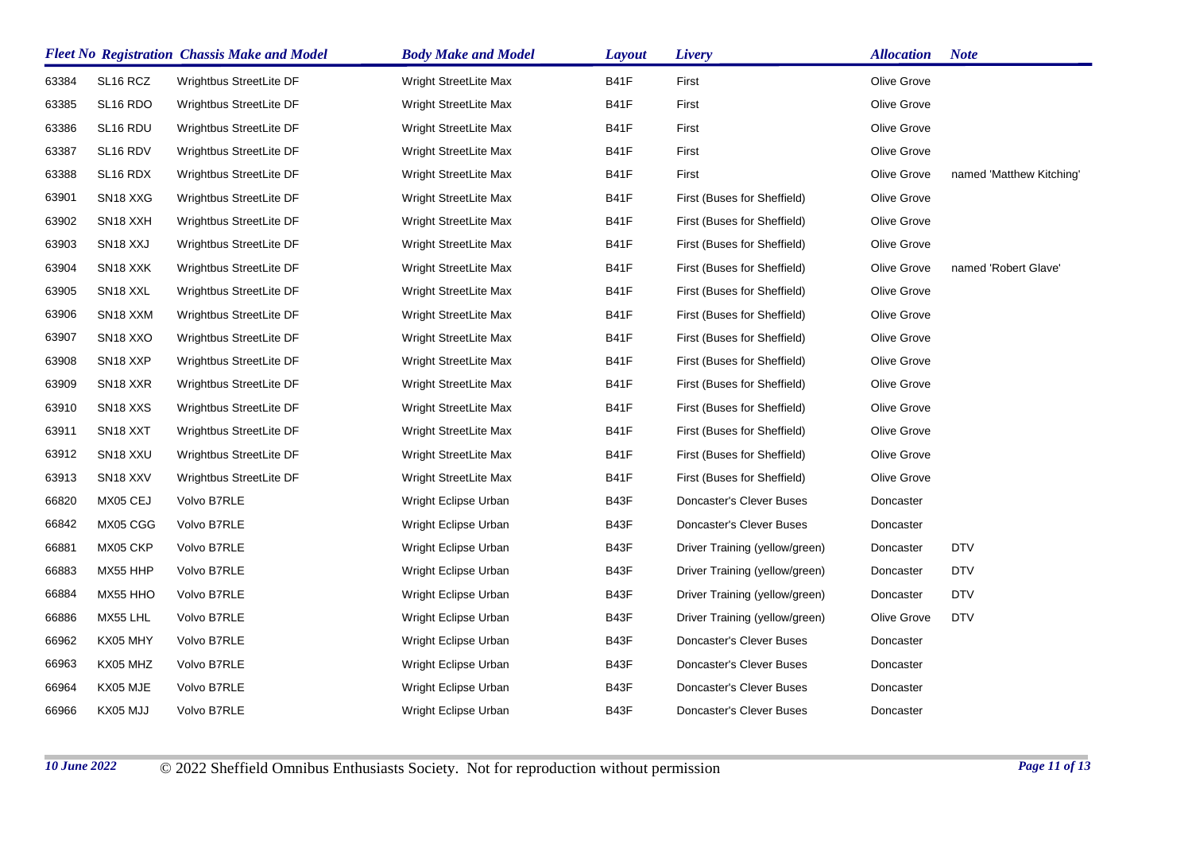| Fleet No | Registration | Chassis Make and Model | Body Make and Model | Layout | Livery | Allocation | Note |
|---|---|---|---|---|---|---|---|
| 63384 | SL16 RCZ | Wrightbus StreetLite DF | Wright StreetLite Max | B41F | First | Olive Grove | |
| 63385 | SL16 RDO | Wrightbus StreetLite DF | Wright StreetLite Max | B41F | First | Olive Grove | |
| 63386 | SL16 RDU | Wrightbus StreetLite DF | Wright StreetLite Max | B41F | First | Olive Grove | |
| 63387 | SL16 RDV | Wrightbus StreetLite DF | Wright StreetLite Max | B41F | First | Olive Grove | |
| 63388 | SL16 RDX | Wrightbus StreetLite DF | Wright StreetLite Max | B41F | First | Olive Grove | named 'Matthew Kitching' |
| 63901 | SN18 XXG | Wrightbus StreetLite DF | Wright StreetLite Max | B41F | First (Buses for Sheffield) | Olive Grove | |
| 63902 | SN18 XXH | Wrightbus StreetLite DF | Wright StreetLite Max | B41F | First (Buses for Sheffield) | Olive Grove | |
| 63903 | SN18 XXJ | Wrightbus StreetLite DF | Wright StreetLite Max | B41F | First (Buses for Sheffield) | Olive Grove | |
| 63904 | SN18 XXK | Wrightbus StreetLite DF | Wright StreetLite Max | B41F | First (Buses for Sheffield) | Olive Grove | named 'Robert Glave' |
| 63905 | SN18 XXL | Wrightbus StreetLite DF | Wright StreetLite Max | B41F | First (Buses for Sheffield) | Olive Grove | |
| 63906 | SN18 XXM | Wrightbus StreetLite DF | Wright StreetLite Max | B41F | First (Buses for Sheffield) | Olive Grove | |
| 63907 | SN18 XXO | Wrightbus StreetLite DF | Wright StreetLite Max | B41F | First (Buses for Sheffield) | Olive Grove | |
| 63908 | SN18 XXP | Wrightbus StreetLite DF | Wright StreetLite Max | B41F | First (Buses for Sheffield) | Olive Grove | |
| 63909 | SN18 XXR | Wrightbus StreetLite DF | Wright StreetLite Max | B41F | First (Buses for Sheffield) | Olive Grove | |
| 63910 | SN18 XXS | Wrightbus StreetLite DF | Wright StreetLite Max | B41F | First (Buses for Sheffield) | Olive Grove | |
| 63911 | SN18 XXT | Wrightbus StreetLite DF | Wright StreetLite Max | B41F | First (Buses for Sheffield) | Olive Grove | |
| 63912 | SN18 XXU | Wrightbus StreetLite DF | Wright StreetLite Max | B41F | First (Buses for Sheffield) | Olive Grove | |
| 63913 | SN18 XXV | Wrightbus StreetLite DF | Wright StreetLite Max | B41F | First (Buses for Sheffield) | Olive Grove | |
| 66820 | MX05 CEJ | Volvo B7RLE | Wright Eclipse Urban | B43F | Doncaster's Clever Buses | Doncaster | |
| 66842 | MX05 CGG | Volvo B7RLE | Wright Eclipse Urban | B43F | Doncaster's Clever Buses | Doncaster | |
| 66881 | MX05 CKP | Volvo B7RLE | Wright Eclipse Urban | B43F | Driver Training (yellow/green) | Doncaster | DTV |
| 66883 | MX55 HHP | Volvo B7RLE | Wright Eclipse Urban | B43F | Driver Training (yellow/green) | Doncaster | DTV |
| 66884 | MX55 HHO | Volvo B7RLE | Wright Eclipse Urban | B43F | Driver Training (yellow/green) | Doncaster | DTV |
| 66886 | MX55 LHL | Volvo B7RLE | Wright Eclipse Urban | B43F | Driver Training (yellow/green) | Olive Grove | DTV |
| 66962 | KX05 MHY | Volvo B7RLE | Wright Eclipse Urban | B43F | Doncaster's Clever Buses | Doncaster | |
| 66963 | KX05 MHZ | Volvo B7RLE | Wright Eclipse Urban | B43F | Doncaster's Clever Buses | Doncaster | |
| 66964 | KX05 MJE | Volvo B7RLE | Wright Eclipse Urban | B43F | Doncaster's Clever Buses | Doncaster | |
| 66966 | KX05 MJJ | Volvo B7RLE | Wright Eclipse Urban | B43F | Doncaster's Clever Buses | Doncaster | |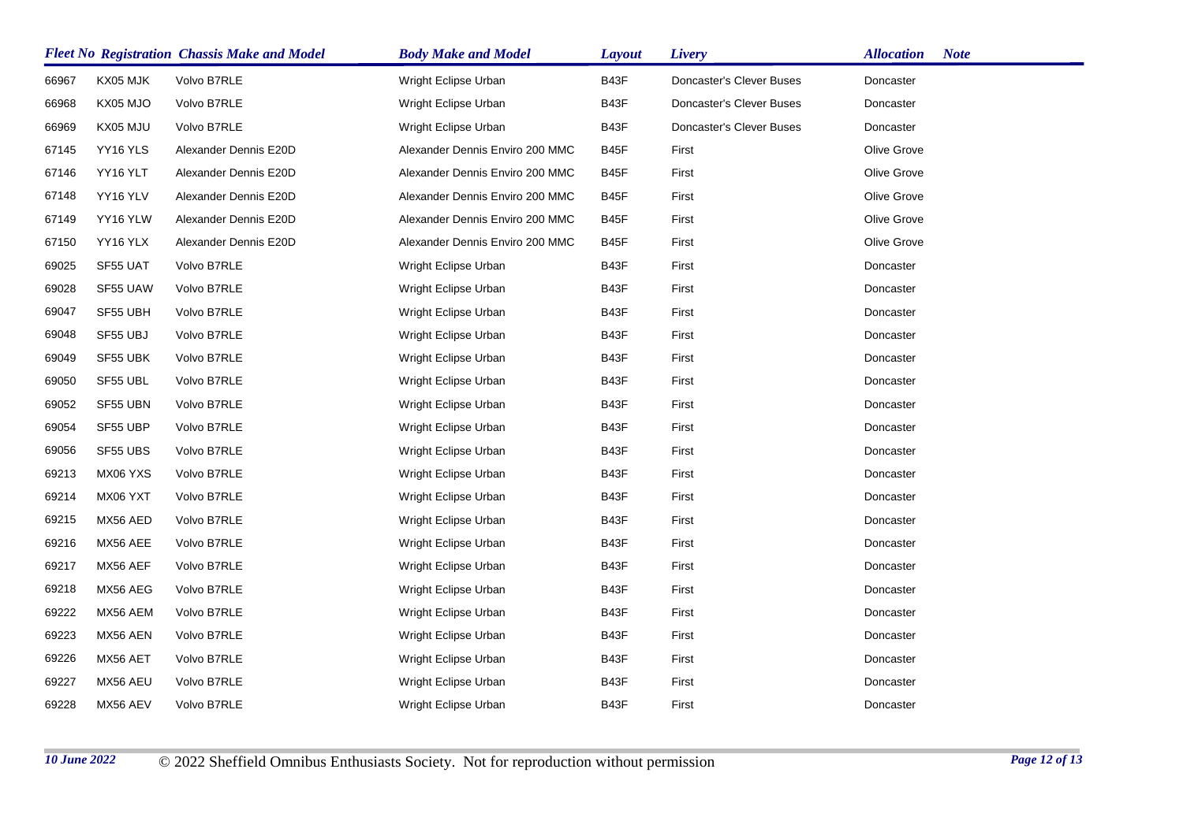| Fleet No | Registration | Chassis Make and Model | Body Make and Model | Layout | Livery | Allocation | Note |
|---|---|---|---|---|---|---|---|
| 66967 | KX05 MJK | Volvo B7RLE | Wright Eclipse Urban | B43F | Doncaster's Clever Buses | Doncaster | |
| 66968 | KX05 MJO | Volvo B7RLE | Wright Eclipse Urban | B43F | Doncaster's Clever Buses | Doncaster | |
| 66969 | KX05 MJU | Volvo B7RLE | Wright Eclipse Urban | B43F | Doncaster's Clever Buses | Doncaster | |
| 67145 | YY16 YLS | Alexander Dennis E20D | Alexander Dennis Enviro 200 MMC | B45F | First | Olive Grove | |
| 67146 | YY16 YLT | Alexander Dennis E20D | Alexander Dennis Enviro 200 MMC | B45F | First | Olive Grove | |
| 67148 | YY16 YLV | Alexander Dennis E20D | Alexander Dennis Enviro 200 MMC | B45F | First | Olive Grove | |
| 67149 | YY16 YLW | Alexander Dennis E20D | Alexander Dennis Enviro 200 MMC | B45F | First | Olive Grove | |
| 67150 | YY16 YLX | Alexander Dennis E20D | Alexander Dennis Enviro 200 MMC | B45F | First | Olive Grove | |
| 69025 | SF55 UAT | Volvo B7RLE | Wright Eclipse Urban | B43F | First | Doncaster | |
| 69028 | SF55 UAW | Volvo B7RLE | Wright Eclipse Urban | B43F | First | Doncaster | |
| 69047 | SF55 UBH | Volvo B7RLE | Wright Eclipse Urban | B43F | First | Doncaster | |
| 69048 | SF55 UBJ | Volvo B7RLE | Wright Eclipse Urban | B43F | First | Doncaster | |
| 69049 | SF55 UBK | Volvo B7RLE | Wright Eclipse Urban | B43F | First | Doncaster | |
| 69050 | SF55 UBL | Volvo B7RLE | Wright Eclipse Urban | B43F | First | Doncaster | |
| 69052 | SF55 UBN | Volvo B7RLE | Wright Eclipse Urban | B43F | First | Doncaster | |
| 69054 | SF55 UBP | Volvo B7RLE | Wright Eclipse Urban | B43F | First | Doncaster | |
| 69056 | SF55 UBS | Volvo B7RLE | Wright Eclipse Urban | B43F | First | Doncaster | |
| 69213 | MX06 YXS | Volvo B7RLE | Wright Eclipse Urban | B43F | First | Doncaster | |
| 69214 | MX06 YXT | Volvo B7RLE | Wright Eclipse Urban | B43F | First | Doncaster | |
| 69215 | MX56 AED | Volvo B7RLE | Wright Eclipse Urban | B43F | First | Doncaster | |
| 69216 | MX56 AEE | Volvo B7RLE | Wright Eclipse Urban | B43F | First | Doncaster | |
| 69217 | MX56 AEF | Volvo B7RLE | Wright Eclipse Urban | B43F | First | Doncaster | |
| 69218 | MX56 AEG | Volvo B7RLE | Wright Eclipse Urban | B43F | First | Doncaster | |
| 69222 | MX56 AEM | Volvo B7RLE | Wright Eclipse Urban | B43F | First | Doncaster | |
| 69223 | MX56 AEN | Volvo B7RLE | Wright Eclipse Urban | B43F | First | Doncaster | |
| 69226 | MX56 AET | Volvo B7RLE | Wright Eclipse Urban | B43F | First | Doncaster | |
| 69227 | MX56 AEU | Volvo B7RLE | Wright Eclipse Urban | B43F | First | Doncaster | |
| 69228 | MX56 AEV | Volvo B7RLE | Wright Eclipse Urban | B43F | First | Doncaster | |

*10 June 2022* © 2022 Sheffield Omnibus Enthusiasts Society. Not for reproduction without permission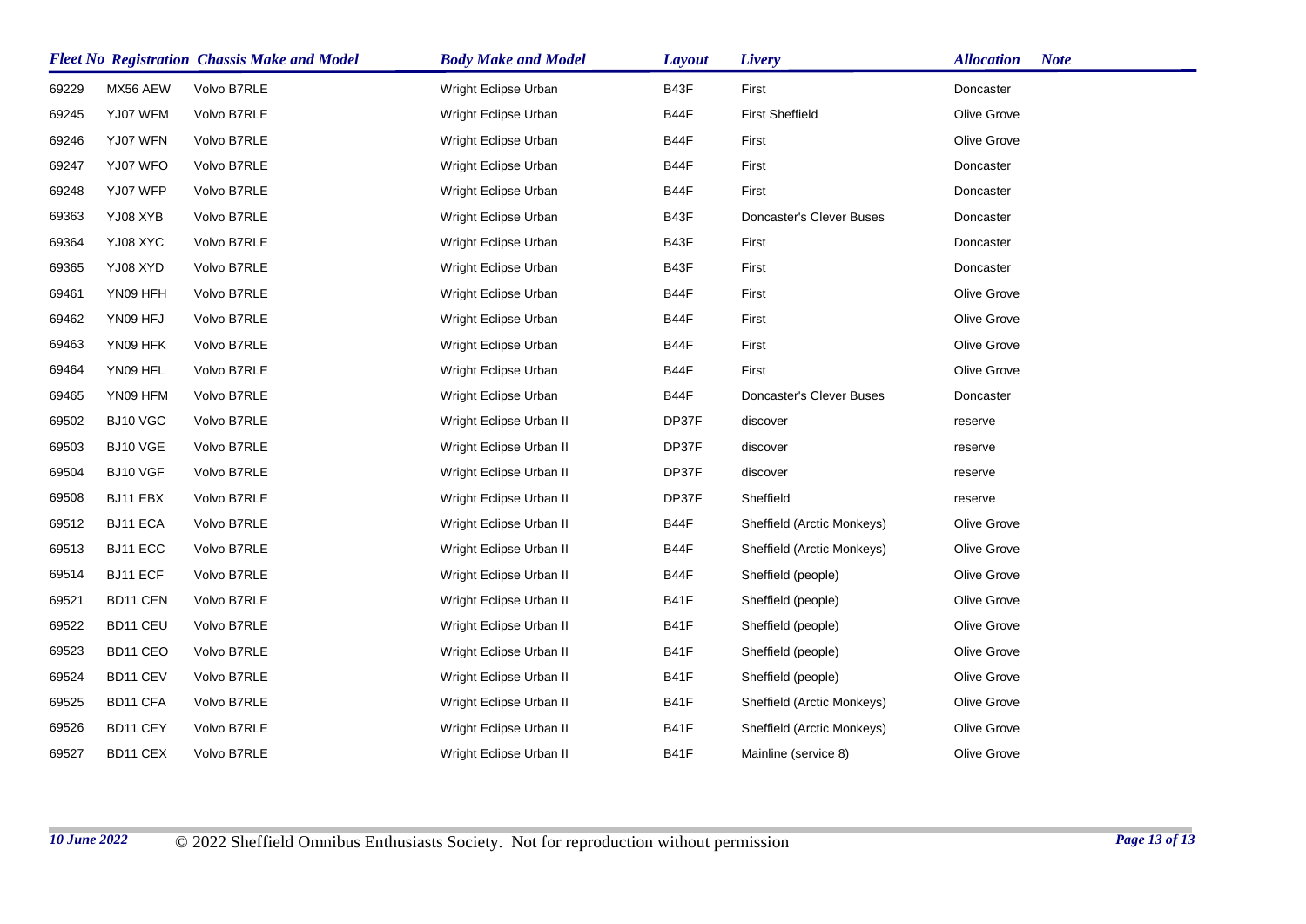| Fleet No | Registration | Chassis Make and Model | Body Make and Model | Layout | Livery | Allocation | Note |
|---|---|---|---|---|---|---|---|
| 69229 | MX56 AEW | Volvo B7RLE | Wright Eclipse Urban | B43F | First | Doncaster | |
| 69245 | YJ07 WFM | Volvo B7RLE | Wright Eclipse Urban | B44F | First Sheffield | Olive Grove | |
| 69246 | YJ07 WFN | Volvo B7RLE | Wright Eclipse Urban | B44F | First | Olive Grove | |
| 69247 | YJ07 WFO | Volvo B7RLE | Wright Eclipse Urban | B44F | First | Doncaster | |
| 69248 | YJ07 WFP | Volvo B7RLE | Wright Eclipse Urban | B44F | First | Doncaster | |
| 69363 | YJ08 XYB | Volvo B7RLE | Wright Eclipse Urban | B43F | Doncaster's Clever Buses | Doncaster | |
| 69364 | YJ08 XYC | Volvo B7RLE | Wright Eclipse Urban | B43F | First | Doncaster | |
| 69365 | YJ08 XYD | Volvo B7RLE | Wright Eclipse Urban | B43F | First | Doncaster | |
| 69461 | YN09 HFH | Volvo B7RLE | Wright Eclipse Urban | B44F | First | Olive Grove | |
| 69462 | YN09 HFJ | Volvo B7RLE | Wright Eclipse Urban | B44F | First | Olive Grove | |
| 69463 | YN09 HFK | Volvo B7RLE | Wright Eclipse Urban | B44F | First | Olive Grove | |
| 69464 | YN09 HFL | Volvo B7RLE | Wright Eclipse Urban | B44F | First | Olive Grove | |
| 69465 | YN09 HFM | Volvo B7RLE | Wright Eclipse Urban | B44F | Doncaster's Clever Buses | Doncaster | |
| 69502 | BJ10 VGC | Volvo B7RLE | Wright Eclipse Urban II | DP37F | discover | reserve | |
| 69503 | BJ10 VGE | Volvo B7RLE | Wright Eclipse Urban II | DP37F | discover | reserve | |
| 69504 | BJ10 VGF | Volvo B7RLE | Wright Eclipse Urban II | DP37F | discover | reserve | |
| 69508 | BJ11 EBX | Volvo B7RLE | Wright Eclipse Urban II | DP37F | Sheffield | reserve | |
| 69512 | BJ11 ECA | Volvo B7RLE | Wright Eclipse Urban II | B44F | Sheffield (Arctic Monkeys) | Olive Grove | |
| 69513 | BJ11 ECC | Volvo B7RLE | Wright Eclipse Urban II | B44F | Sheffield (Arctic Monkeys) | Olive Grove | |
| 69514 | BJ11 ECF | Volvo B7RLE | Wright Eclipse Urban II | B44F | Sheffield (people) | Olive Grove | |
| 69521 | BD11 CEN | Volvo B7RLE | Wright Eclipse Urban II | B41F | Sheffield (people) | Olive Grove | |
| 69522 | BD11 CEU | Volvo B7RLE | Wright Eclipse Urban II | B41F | Sheffield (people) | Olive Grove | |
| 69523 | BD11 CEO | Volvo B7RLE | Wright Eclipse Urban II | B41F | Sheffield (people) | Olive Grove | |
| 69524 | BD11 CEV | Volvo B7RLE | Wright Eclipse Urban II | B41F | Sheffield (people) | Olive Grove | |
| 69525 | BD11 CFA | Volvo B7RLE | Wright Eclipse Urban II | B41F | Sheffield (Arctic Monkeys) | Olive Grove | |
| 69526 | BD11 CEY | Volvo B7RLE | Wright Eclipse Urban II | B41F | Sheffield (Arctic Monkeys) | Olive Grove | |
| 69527 | BD11 CEX | Volvo B7RLE | Wright Eclipse Urban II | B41F | Mainline (service 8) | Olive Grove | |

*10 June 2022* © 2022 Sheffield Omnibus Enthusiasts Society. Not for reproduction without permission